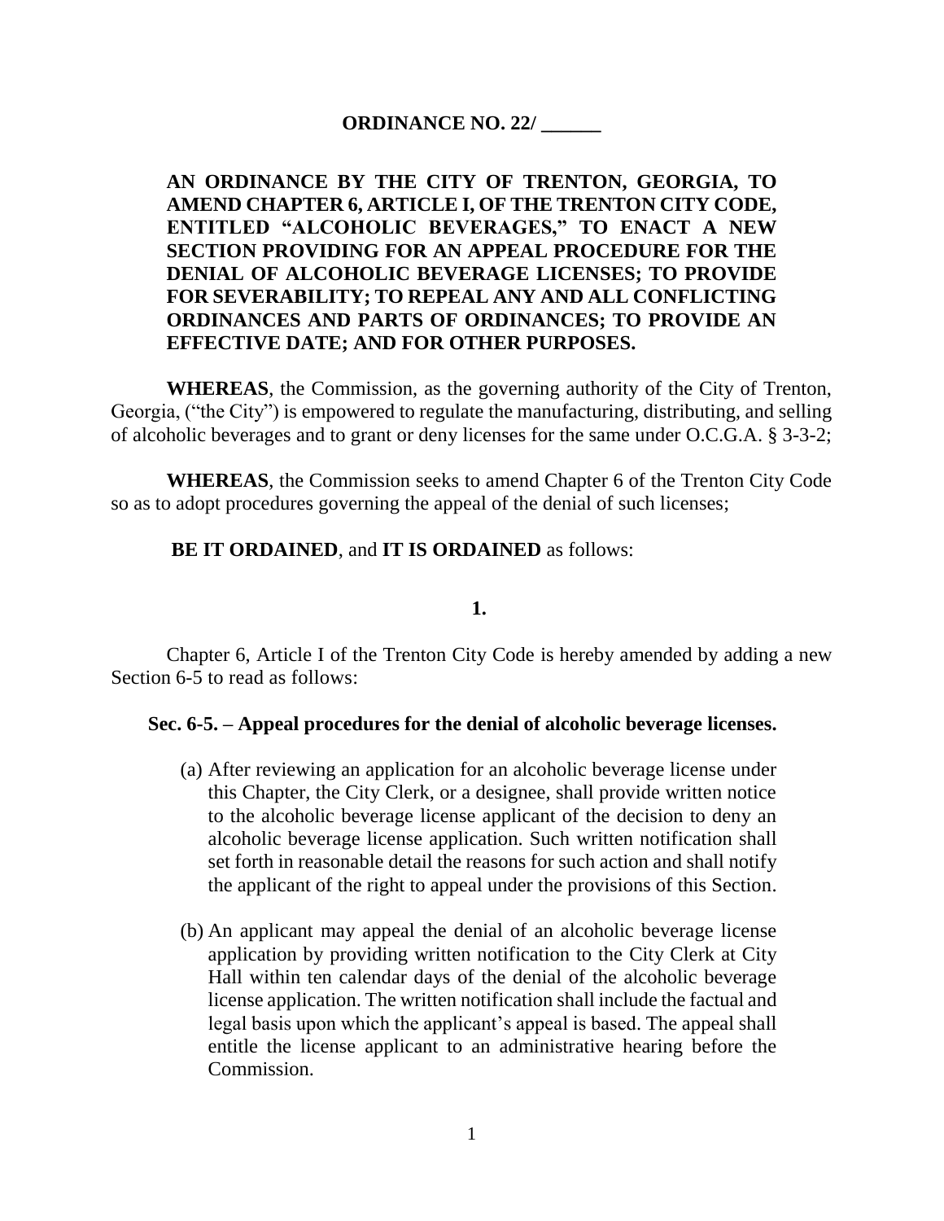**ORDINANCE NO. 22/ ______**

**AN ORDINANCE BY THE CITY OF TRENTON, GEORGIA, TO AMEND CHAPTER 6, ARTICLE I, OF THE TRENTON CITY CODE, ENTITLED "ALCOHOLIC BEVERAGES," TO ENACT A NEW SECTION PROVIDING FOR AN APPEAL PROCEDURE FOR THE DENIAL OF ALCOHOLIC BEVERAGE LICENSES; TO PROVIDE FOR SEVERABILITY; TO REPEAL ANY AND ALL CONFLICTING ORDINANCES AND PARTS OF ORDINANCES; TO PROVIDE AN EFFECTIVE DATE; AND FOR OTHER PURPOSES.**

**WHEREAS**, the Commission, as the governing authority of the City of Trenton, Georgia, ("the City") is empowered to regulate the manufacturing, distributing, and selling of alcoholic beverages and to grant or deny licenses for the same under O.C.G.A. § 3-3-2;

**WHEREAS**, the Commission seeks to amend Chapter 6 of the Trenton City Code so as to adopt procedures governing the appeal of the denial of such licenses;

**BE IT ORDAINED**, and **IT IS ORDAINED** as follows:

**1.**

Chapter 6, Article I of the Trenton City Code is hereby amended by adding a new Section 6-5 to read as follows:

**Sec. 6-5. – Appeal procedures for the denial of alcoholic beverage licenses.**

(a) After reviewing an application for an alcoholic beverage license under this Chapter, the City Clerk, or a designee, shall provide written notice to the alcoholic beverage license applicant of the decision to deny an alcoholic beverage license application. Such written notification shall set forth in reasonable detail the reasons for such action and shall notify the applicant of the right to appeal under the provisions of this Section.

(b) An applicant may appeal the denial of an alcoholic beverage license application by providing written notification to the City Clerk at City Hall within ten calendar days of the denial of the alcoholic beverage license application. The written notification shall include the factual and legal basis upon which the applicant's appeal is based. The appeal shall entitle the license applicant to an administrative hearing before the Commission.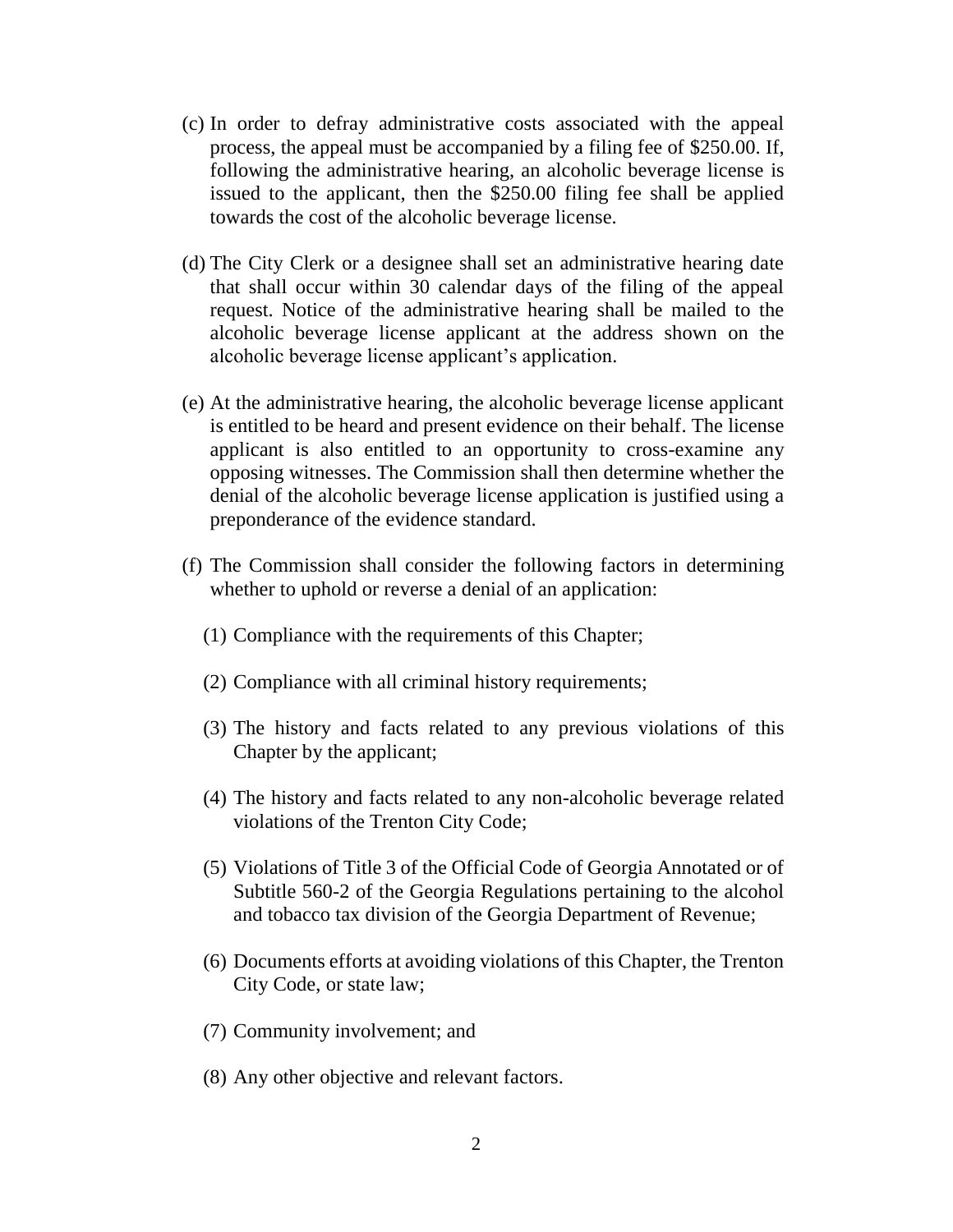(c) In order to defray administrative costs associated with the appeal process, the appeal must be accompanied by a filing fee of $250.00. If, following the administrative hearing, an alcoholic beverage license is issued to the applicant, then the $250.00 filing fee shall be applied towards the cost of the alcoholic beverage license.

(d) The City Clerk or a designee shall set an administrative hearing date that shall occur within 30 calendar days of the filing of the appeal request. Notice of the administrative hearing shall be mailed to the alcoholic beverage license applicant at the address shown on the alcoholic beverage license applicant's application.

(e) At the administrative hearing, the alcoholic beverage license applicant is entitled to be heard and present evidence on their behalf. The license applicant is also entitled to an opportunity to cross-examine any opposing witnesses. The Commission shall then determine whether the denial of the alcoholic beverage license application is justified using a preponderance of the evidence standard.

(f) The Commission shall consider the following factors in determining whether to uphold or reverse a denial of an application:

  (1) Compliance with the requirements of this Chapter;

  (2) Compliance with all criminal history requirements;

  (3) The history and facts related to any previous violations of this Chapter by the applicant;

  (4) The history and facts related to any non-alcoholic beverage related violations of the Trenton City Code;

  (5) Violations of Title 3 of the Official Code of Georgia Annotated or of Subtitle 560-2 of the Georgia Regulations pertaining to the alcohol and tobacco tax division of the Georgia Department of Revenue;

  (6) Documents efforts at avoiding violations of this Chapter, the Trenton City Code, or state law;

  (7) Community involvement; and

  (8) Any other objective and relevant factors.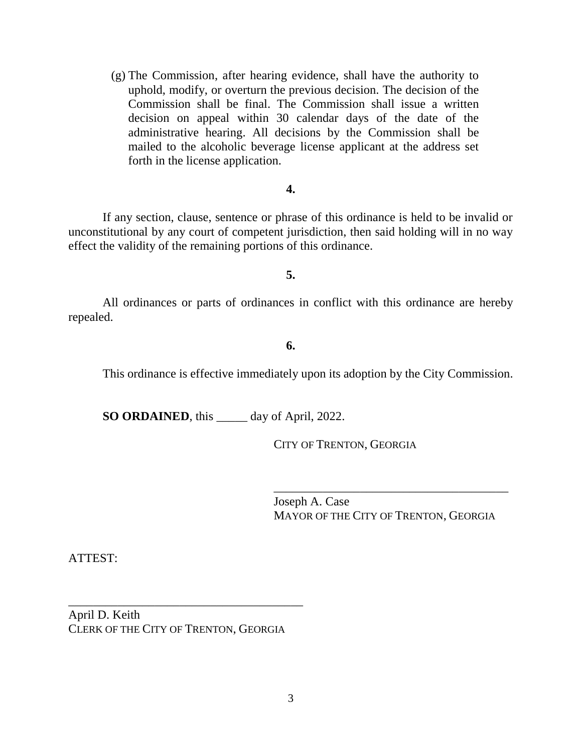(g) The Commission, after hearing evidence, shall have the authority to uphold, modify, or overturn the previous decision. The decision of the Commission shall be final. The Commission shall issue a written decision on appeal within 30 calendar days of the date of the administrative hearing. All decisions by the Commission shall be mailed to the alcoholic beverage license applicant at the address set forth in the license application.

**4.**

If any section, clause, sentence or phrase of this ordinance is held to be invalid or unconstitutional by any court of competent jurisdiction, then said holding will in no way effect the validity of the remaining portions of this ordinance.

**5.**

All ordinances or parts of ordinances in conflict with this ordinance are hereby repealed.

**6.**

This ordinance is effective immediately upon its adoption by the City Commission.

**SO ORDAINED**, this _____ day of April, 2022.

CITY OF TRENTON, GEORGIA

______________________________________
Joseph A. Case
MAYOR OF THE CITY OF TRENTON, GEORGIA

ATTEST:

______________________________________
April D. Keith
CLERK OF THE CITY OF TRENTON, GEORGIA